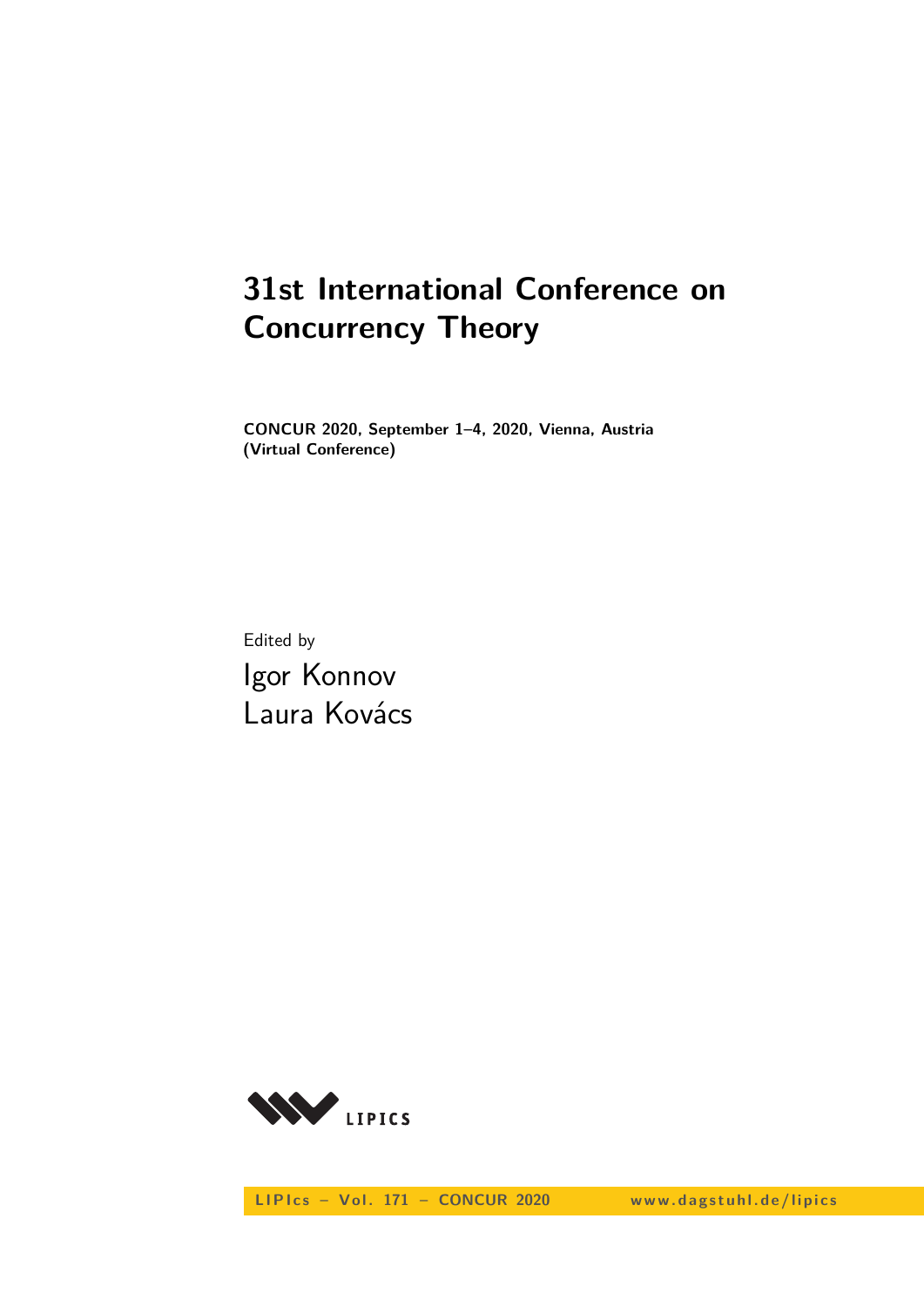# 31st International Conference on Concurrency Theory

**CONCUR 2020, September 1–4, 2020, Vienna, Austria (Virtual Conference)**

Edited by

Igor Konnov
Laura Kovács

LIPIcs – Vol. 171 – CONCUR 2020 www.dagstuhl.de/lipics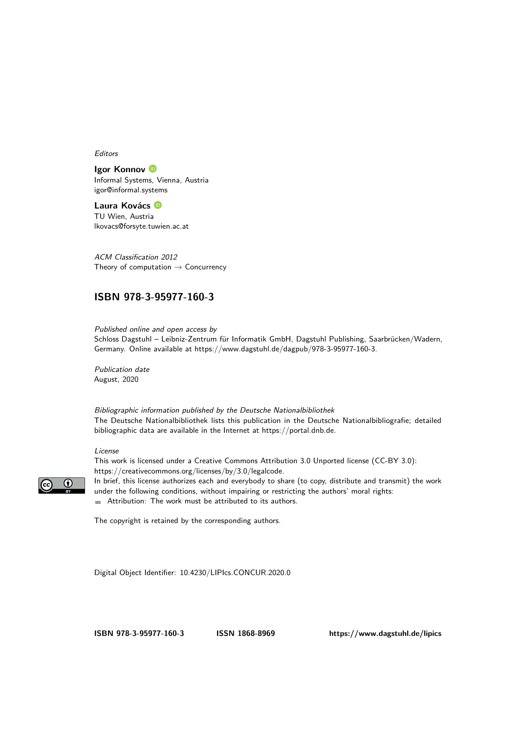*Editors*

**Igor Konnov**
Informal Systems, Vienna, Austria
igor@informal.systems

**Laura Kovács**
TU Wien, Austria
lkovacs@forsyte.tuwien.ac.at

*ACM Classification 2012*
Theory of computation → Concurrency

## ISBN 978-3-95977-160-3

*Published online and open access by*
Schloss Dagstuhl – Leibniz-Zentrum für Informatik GmbH, Dagstuhl Publishing, Saarbrücken/Wadern, Germany. Online available at https://www.dagstuhl.de/dagpub/978-3-95977-160-3.

*Publication date*
August, 2020

*Bibliographic information published by the Deutsche Nationalbibliothek*
The Deutsche Nationalbibliothek lists this publication in the Deutsche Nationalbibliografie; detailed bibliographic data are available in the Internet at https://portal.dnb.de.

*License*
This work is licensed under a Creative Commons Attribution 3.0 Unported license (CC-BY 3.0): https://creativecommons.org/licenses/by/3.0/legalcode.
In brief, this license authorizes each and everybody to share (to copy, distribute and transmit) the work under the following conditions, without impairing or restricting the authors' moral rights:

- Attribution: The work must be attributed to its authors.

The copyright is retained by the corresponding authors.

Digital Object Identifier: 10.4230/LIPIcs.CONCUR.2020.0

**ISBN 978-3-95977-160-3** **ISSN 1868-8969** **https://www.dagstuhl.de/lipics**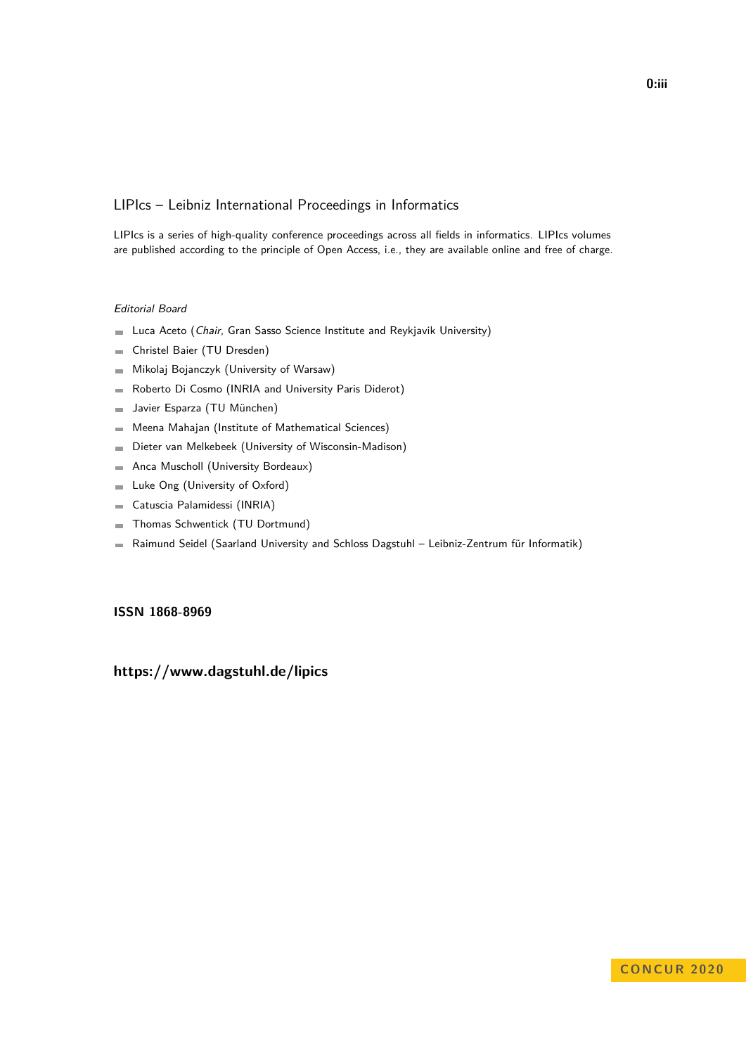## LIPIcs – Leibniz International Proceedings in Informatics

LIPIcs is a series of high-quality conference proceedings across all fields in informatics. LIPIcs volumes are published according to the principle of Open Access, i.e., they are available online and free of charge.

*Editorial Board*

- Luca Aceto (*Chair*, Gran Sasso Science Institute and Reykjavik University)
- Christel Baier (TU Dresden)
- Mikolaj Bojanczyk (University of Warsaw)
- Roberto Di Cosmo (INRIA and University Paris Diderot)
- Javier Esparza (TU München)
- Meena Mahajan (Institute of Mathematical Sciences)
- Dieter van Melkebeek (University of Wisconsin-Madison)
- Anca Muscholl (University Bordeaux)
- Luke Ong (University of Oxford)
- Catuscia Palamidessi (INRIA)
- Thomas Schwentick (TU Dortmund)
- Raimund Seidel (Saarland University and Schloss Dagstuhl – Leibniz-Zentrum für Informatik)

**ISSN 1868-8969**

**https://www.dagstuhl.de/lipics**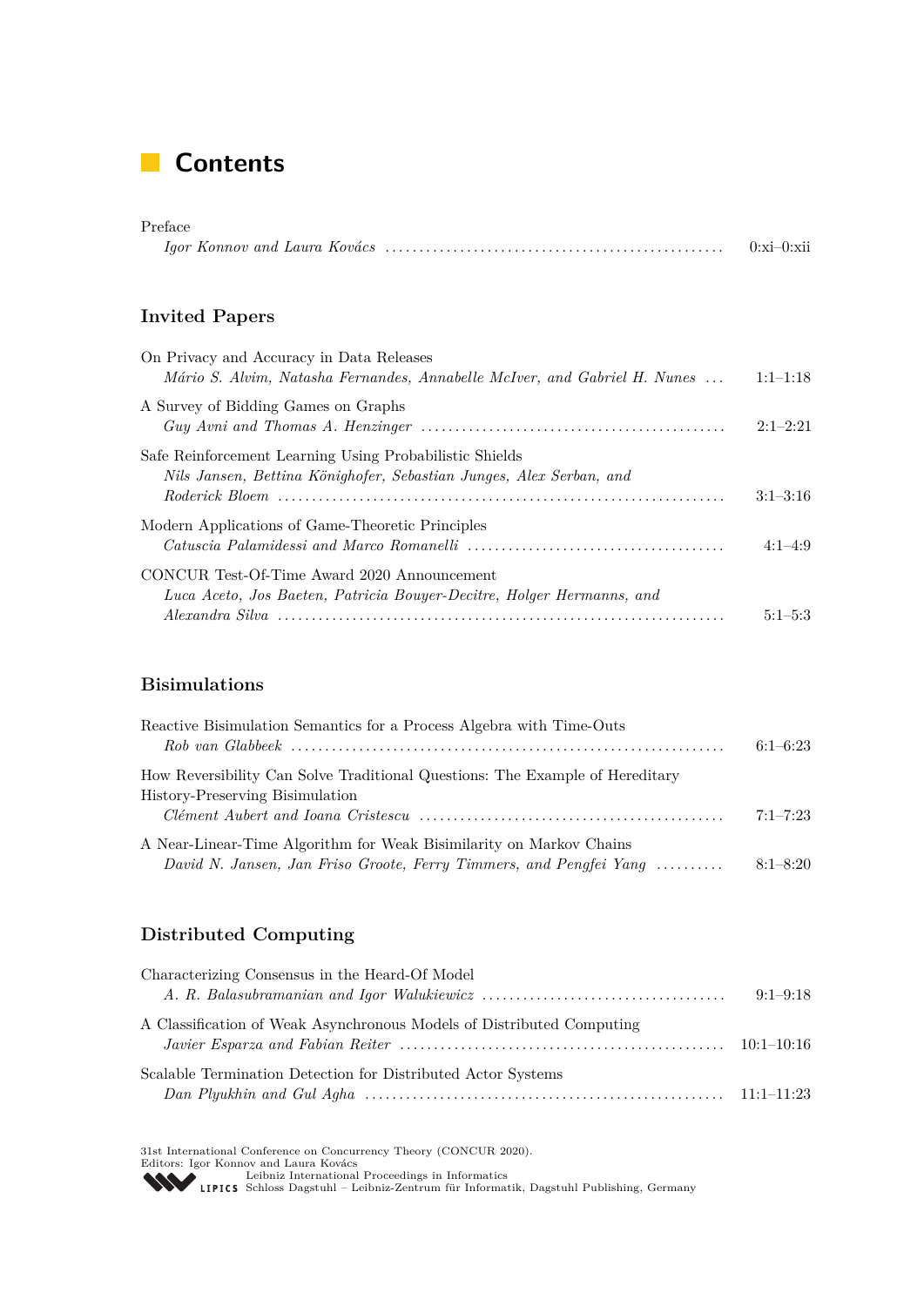# Contents

Preface
*Igor Konnov and Laura Kovács* ..... 0:xi–0:xii

## Invited Papers

On Privacy and Accuracy in Data Releases
*Mário S. Alvim, Natasha Fernandes, Annabelle McIver, and Gabriel H. Nunes* ..... 1:1–1:18

A Survey of Bidding Games on Graphs
*Guy Avni and Thomas A. Henzinger* ..... 2:1–2:21

Safe Reinforcement Learning Using Probabilistic Shields
*Nils Jansen, Bettina Könighofer, Sebastian Junges, Alex Serban, and Roderick Bloem* ..... 3:1–3:16

Modern Applications of Game-Theoretic Principles
*Catuscia Palamidessi and Marco Romanelli* ..... 4:1–4:9

CONCUR Test-Of-Time Award 2020 Announcement
*Luca Aceto, Jos Baeten, Patricia Bouyer-Decitre, Holger Hermanns, and Alexandra Silva* ..... 5:1–5:3

## Bisimulations

Reactive Bisimulation Semantics for a Process Algebra with Time-Outs
*Rob van Glabbeek* ..... 6:1–6:23

How Reversibility Can Solve Traditional Questions: The Example of Hereditary History-Preserving Bisimulation
*Clément Aubert and Ioana Cristescu* ..... 7:1–7:23

A Near-Linear-Time Algorithm for Weak Bisimilarity on Markov Chains
*David N. Jansen, Jan Friso Groote, Ferry Timmers, and Pengfei Yang* ..... 8:1–8:20

## Distributed Computing

Characterizing Consensus in the Heard-Of Model
*A. R. Balasubramanian and Igor Walukiewicz* ..... 9:1–9:18

A Classification of Weak Asynchronous Models of Distributed Computing
*Javier Esparza and Fabian Reiter* ..... 10:1–10:16

Scalable Termination Detection for Distributed Actor Systems
*Dan Plyukhin and Gul Agha* ..... 11:1–11:23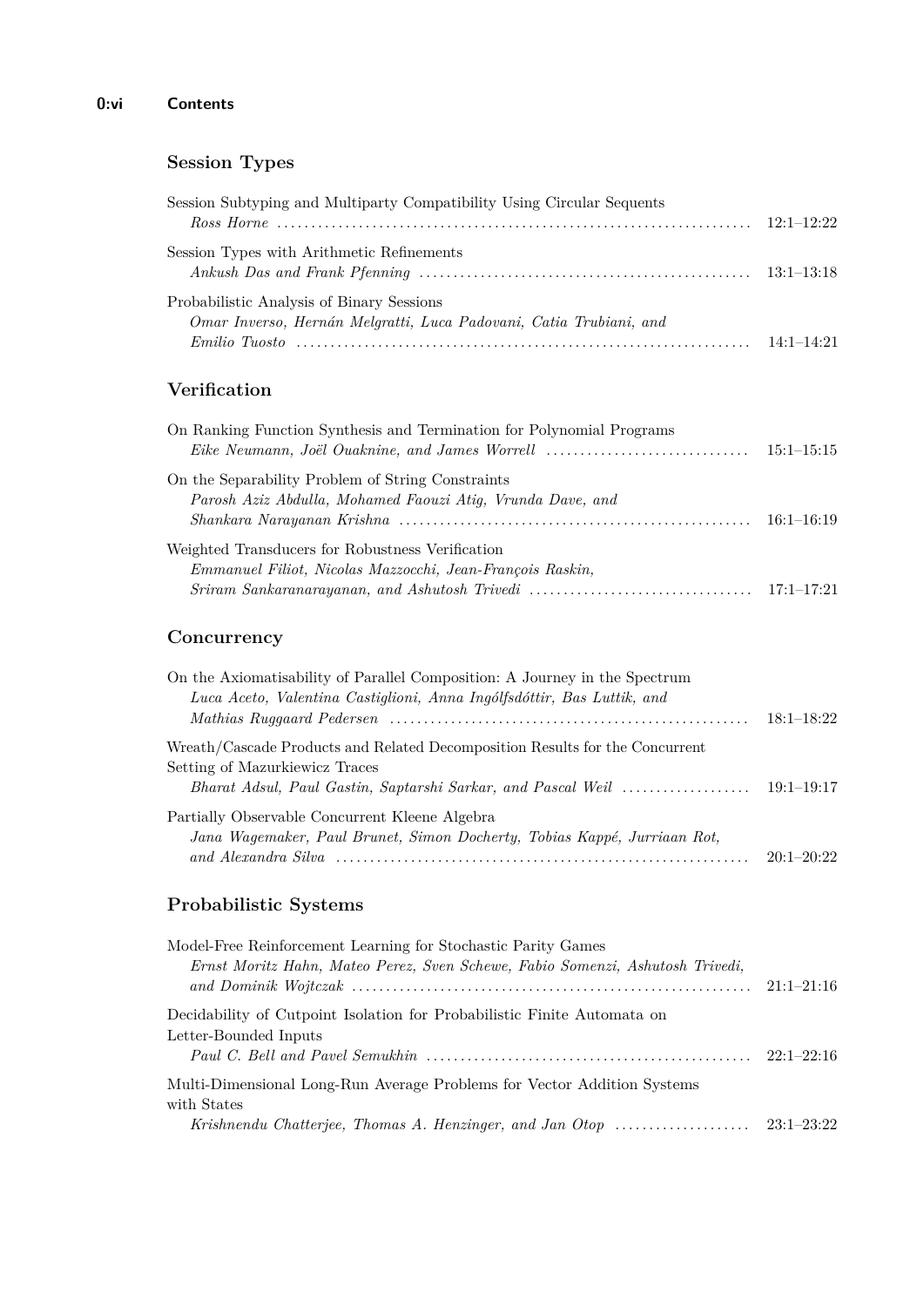## Session Types

Session Subtyping and Multiparty Compatibility Using Circular Sequents
*Ross Horne* ........ 12:1–12:22

Session Types with Arithmetic Refinements
*Ankush Das and Frank Pfenning* ........ 13:1–13:18

Probabilistic Analysis of Binary Sessions
*Omar Inverso, Hernán Melgratti, Luca Padovani, Catia Trubiani, and Emilio Tuosto* ........ 14:1–14:21

## Verification

On Ranking Function Synthesis and Termination for Polynomial Programs
*Eike Neumann, Joël Ouaknine, and James Worrell* ........ 15:1–15:15

On the Separability Problem of String Constraints
*Parosh Aziz Abdulla, Mohamed Faouzi Atig, Vrunda Dave, and Shankara Narayanan Krishna* ........ 16:1–16:19

Weighted Transducers for Robustness Verification
*Emmanuel Filiot, Nicolas Mazzocchi, Jean-François Raskin, Sriram Sankaranarayanan, and Ashutosh Trivedi* ........ 17:1–17:21

## Concurrency

On the Axiomatisability of Parallel Composition: A Journey in the Spectrum
*Luca Aceto, Valentina Castiglioni, Anna Ingólfsdóttir, Bas Luttik, and Mathias Ruggaard Pedersen* ........ 18:1–18:22

Wreath/Cascade Products and Related Decomposition Results for the Concurrent Setting of Mazurkiewicz Traces
*Bharat Adsul, Paul Gastin, Saptarshi Sarkar, and Pascal Weil* ........ 19:1–19:17

Partially Observable Concurrent Kleene Algebra
*Jana Wagemaker, Paul Brunet, Simon Docherty, Tobias Kappé, Jurriaan Rot, and Alexandra Silva* ........ 20:1–20:22

## Probabilistic Systems

Model-Free Reinforcement Learning for Stochastic Parity Games
*Ernst Moritz Hahn, Mateo Perez, Sven Schewe, Fabio Somenzi, Ashutosh Trivedi, and Dominik Wojtczak* ........ 21:1–21:16

Decidability of Cutpoint Isolation for Probabilistic Finite Automata on Letter-Bounded Inputs
*Paul C. Bell and Pavel Semukhin* ........ 22:1–22:16

Multi-Dimensional Long-Run Average Problems for Vector Addition Systems with States
*Krishnendu Chatterjee, Thomas A. Henzinger, and Jan Otop* ........ 23:1–23:22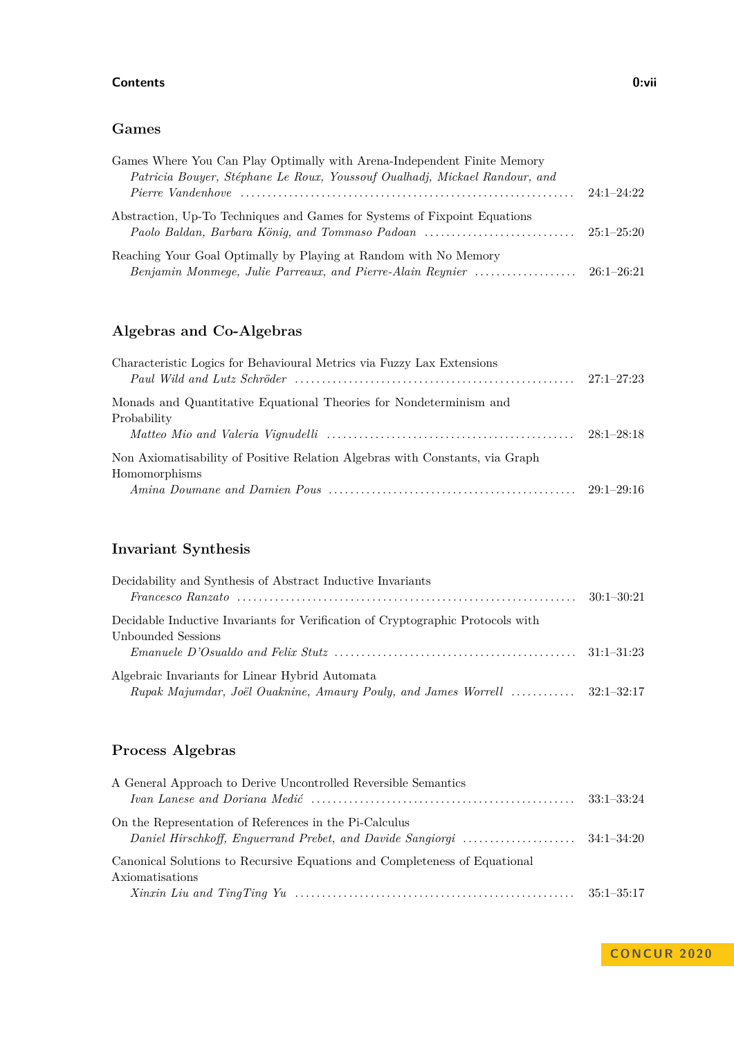## Games

Games Where You Can Play Optimally with Arena-Independent Finite Memory
*Patricia Bouyer, Stéphane Le Roux, Youssouf Oualhadj, Mickael Randour, and Pierre Vandenhove* ........ 24:1–24:22

Abstraction, Up-To Techniques and Games for Systems of Fixpoint Equations
*Paolo Baldan, Barbara König, and Tommaso Padoan* ........ 25:1–25:20

Reaching Your Goal Optimally by Playing at Random with No Memory
*Benjamin Monmege, Julie Parreaux, and Pierre-Alain Reynier* ........ 26:1–26:21

## Algebras and Co-Algebras

Characteristic Logics for Behavioural Metrics via Fuzzy Lax Extensions
*Paul Wild and Lutz Schröder* ........ 27:1–27:23

Monads and Quantitative Equational Theories for Nondeterminism and Probability
*Matteo Mio and Valeria Vignudelli* ........ 28:1–28:18

Non Axiomatisability of Positive Relation Algebras with Constants, via Graph Homomorphisms
*Amina Doumane and Damien Pous* ........ 29:1–29:16

## Invariant Synthesis

Decidability and Synthesis of Abstract Inductive Invariants
*Francesco Ranzato* ........ 30:1–30:21

Decidable Inductive Invariants for Verification of Cryptographic Protocols with Unbounded Sessions
*Emanuele D'Osualdo and Felix Stutz* ........ 31:1–31:23

Algebraic Invariants for Linear Hybrid Automata
*Rupak Majumdar, Joël Ouaknine, Amaury Pouly, and James Worrell* ........ 32:1–32:17

## Process Algebras

A General Approach to Derive Uncontrolled Reversible Semantics
*Ivan Lanese and Doriana Medić* ........ 33:1–33:24

On the Representation of References in the Pi-Calculus
*Daniel Hirschkoff, Enguerrand Prebet, and Davide Sangiorgi* ........ 34:1–34:20

Canonical Solutions to Recursive Equations and Completeness of Equational Axiomatisations
*Xinxin Liu and TingTing Yu* ........ 35:1–35:17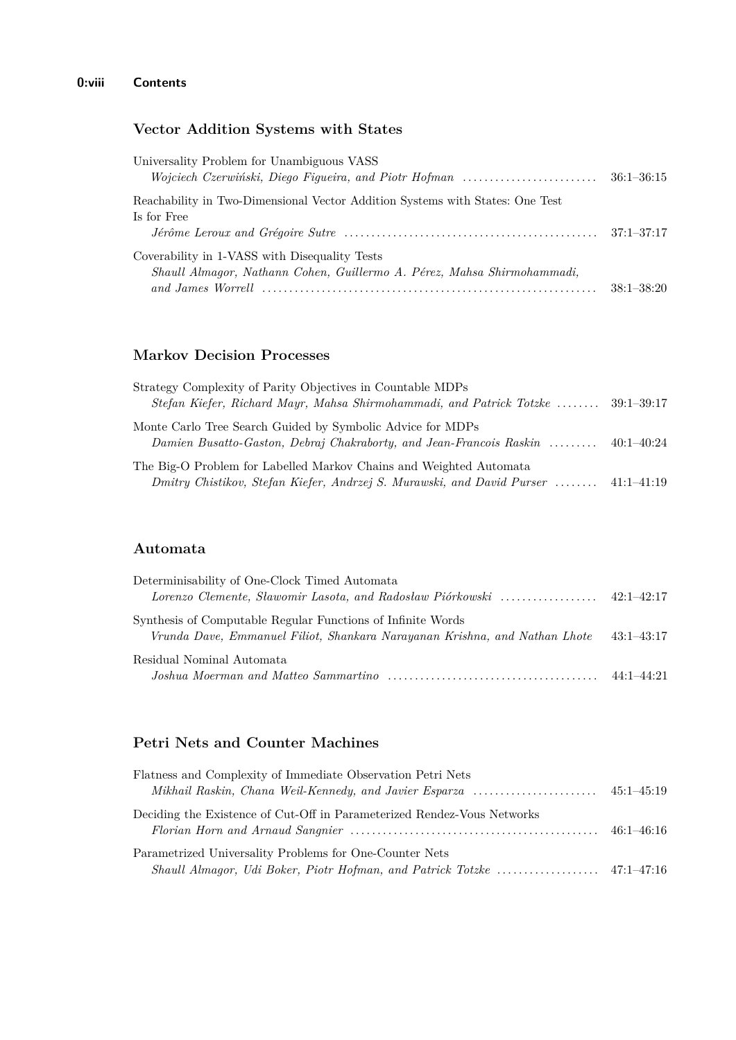### Vector Addition Systems with States

Universality Problem for Unambiguous VASS
*Wojciech Czerwiński, Diego Figueira, and Piotr Hofman* ........ 36:1–36:15

Reachability in Two-Dimensional Vector Addition Systems with States: One Test Is for Free
*Jérôme Leroux and Grégoire Sutre* ........ 37:1–37:17

Coverability in 1-VASS with Disequality Tests
*Shaull Almagor, Nathann Cohen, Guillermo A. Pérez, Mahsa Shirmohammadi, and James Worrell* ........ 38:1–38:20

### Markov Decision Processes

Strategy Complexity of Parity Objectives in Countable MDPs
*Stefan Kiefer, Richard Mayr, Mahsa Shirmohammadi, and Patrick Totzke* ........ 39:1–39:17

Monte Carlo Tree Search Guided by Symbolic Advice for MDPs
*Damien Busatto-Gaston, Debraj Chakraborty, and Jean-Francois Raskin* ........ 40:1–40:24

The Big-O Problem for Labelled Markov Chains and Weighted Automata
*Dmitry Chistikov, Stefan Kiefer, Andrzej S. Murawski, and David Purser* ........ 41:1–41:19

### Automata

Determinisability of One-Clock Timed Automata
*Lorenzo Clemente, Sławomir Lasota, and Radosław Piórkowski* ........ 42:1–42:17

Synthesis of Computable Regular Functions of Infinite Words
*Vrunda Dave, Emmanuel Filiot, Shankara Narayanan Krishna, and Nathan Lhote* 43:1–43:17

Residual Nominal Automata
*Joshua Moerman and Matteo Sammartino* ........ 44:1–44:21

### Petri Nets and Counter Machines

Flatness and Complexity of Immediate Observation Petri Nets
*Mikhail Raskin, Chana Weil-Kennedy, and Javier Esparza* ........ 45:1–45:19

Deciding the Existence of Cut-Off in Parameterized Rendez-Vous Networks
*Florian Horn and Arnaud Sangnier* ........ 46:1–46:16

Parametrized Universality Problems for One-Counter Nets
*Shaull Almagor, Udi Boker, Piotr Hofman, and Patrick Totzke* ........ 47:1–47:16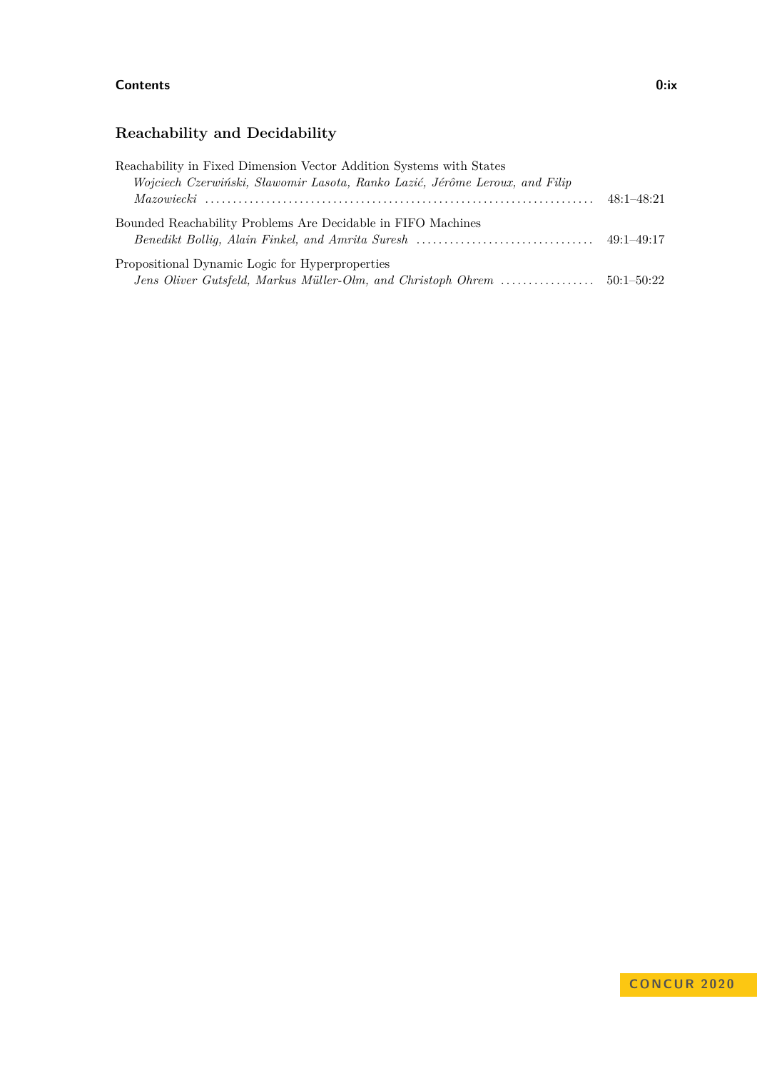## Reachability and Decidability

Reachability in Fixed Dimension Vector Addition Systems with States
*Wojciech Czerwiński, Sławomir Lasota, Ranko Lazić, Jérôme Leroux, and Filip Mazowiecki* ........ 48:1–48:21

Bounded Reachability Problems Are Decidable in FIFO Machines
*Benedikt Bollig, Alain Finkel, and Amrita Suresh* ........ 49:1–49:17

Propositional Dynamic Logic for Hyperproperties
*Jens Oliver Gutsfeld, Markus Müller-Olm, and Christoph Ohrem* ........ 50:1–50:22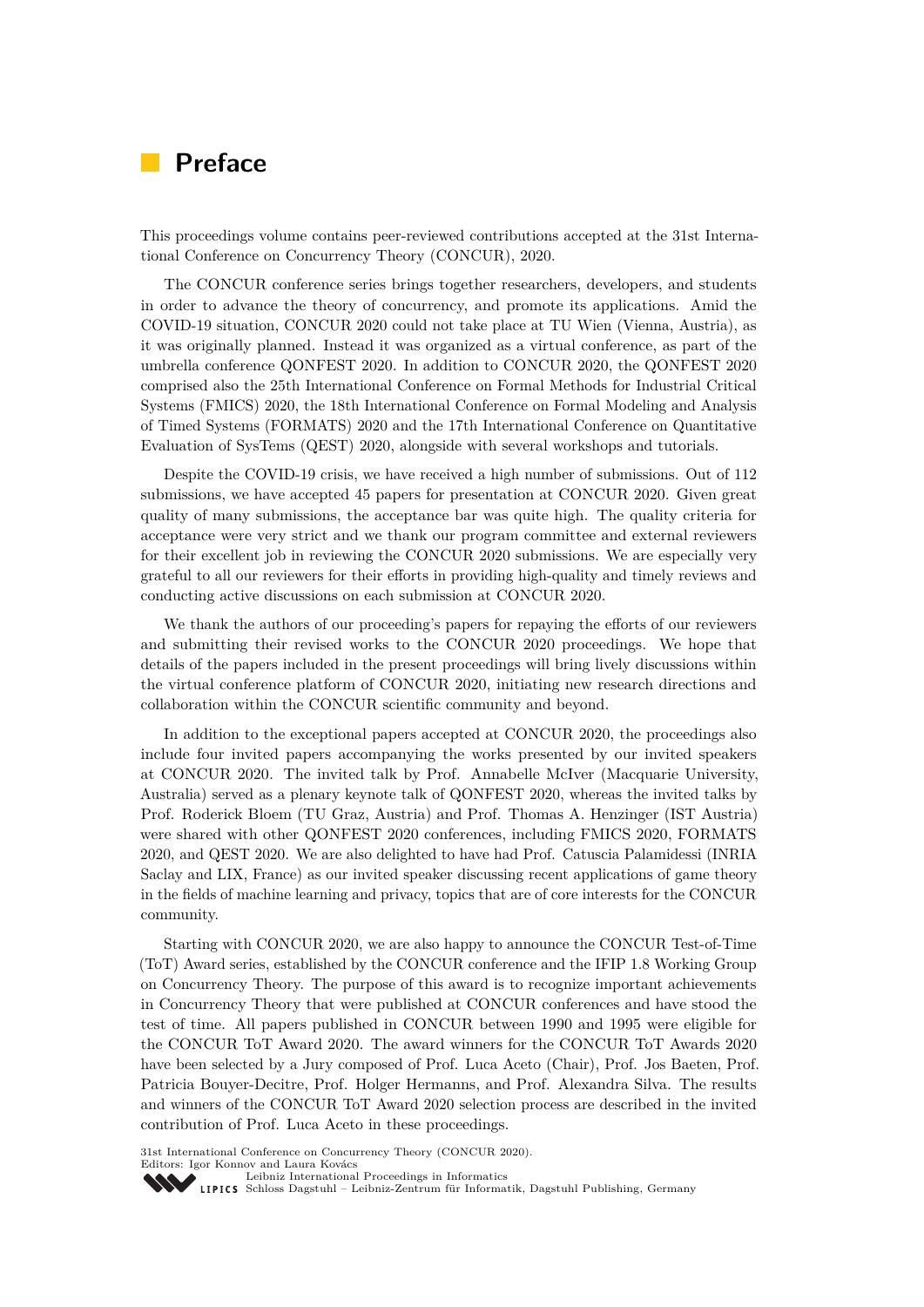# Preface

This proceedings volume contains peer-reviewed contributions accepted at the 31st International Conference on Concurrency Theory (CONCUR), 2020.

The CONCUR conference series brings together researchers, developers, and students in order to advance the theory of concurrency, and promote its applications. Amid the COVID-19 situation, CONCUR 2020 could not take place at TU Wien (Vienna, Austria), as it was originally planned. Instead it was organized as a virtual conference, as part of the umbrella conference QONFEST 2020. In addition to CONCUR 2020, the QONFEST 2020 comprised also the 25th International Conference on Formal Methods for Industrial Critical Systems (FMICS) 2020, the 18th International Conference on Formal Modeling and Analysis of Timed Systems (FORMATS) 2020 and the 17th International Conference on Quantitative Evaluation of SysTems (QEST) 2020, alongside with several workshops and tutorials.

Despite the COVID-19 crisis, we have received a high number of submissions. Out of 112 submissions, we have accepted 45 papers for presentation at CONCUR 2020. Given great quality of many submissions, the acceptance bar was quite high. The quality criteria for acceptance were very strict and we thank our program committee and external reviewers for their excellent job in reviewing the CONCUR 2020 submissions. We are especially very grateful to all our reviewers for their efforts in providing high-quality and timely reviews and conducting active discussions on each submission at CONCUR 2020.

We thank the authors of our proceeding's papers for repaying the efforts of our reviewers and submitting their revised works to the CONCUR 2020 proceedings. We hope that details of the papers included in the present proceedings will bring lively discussions within the virtual conference platform of CONCUR 2020, initiating new research directions and collaboration within the CONCUR scientific community and beyond.

In addition to the exceptional papers accepted at CONCUR 2020, the proceedings also include four invited papers accompanying the works presented by our invited speakers at CONCUR 2020. The invited talk by Prof. Annabelle McIver (Macquarie University, Australia) served as a plenary keynote talk of QONFEST 2020, whereas the invited talks by Prof. Roderick Bloem (TU Graz, Austria) and Prof. Thomas A. Henzinger (IST Austria) were shared with other QONFEST 2020 conferences, including FMICS 2020, FORMATS 2020, and QEST 2020. We are also delighted to have had Prof. Catuscia Palamidessi (INRIA Saclay and LIX, France) as our invited speaker discussing recent applications of game theory in the fields of machine learning and privacy, topics that are of core interests for the CONCUR community.

Starting with CONCUR 2020, we are also happy to announce the CONCUR Test-of-Time (ToT) Award series, established by the CONCUR conference and the IFIP 1.8 Working Group on Concurrency Theory. The purpose of this award is to recognize important achievements in Concurrency Theory that were published at CONCUR conferences and have stood the test of time. All papers published in CONCUR between 1990 and 1995 were eligible for the CONCUR ToT Award 2020. The award winners for the CONCUR ToT Awards 2020 have been selected by a Jury composed of Prof. Luca Aceto (Chair), Prof. Jos Baeten, Prof. Patricia Bouyer-Decitre, Prof. Holger Hermanns, and Prof. Alexandra Silva. The results and winners of the CONCUR ToT Award 2020 selection process are described in the invited contribution of Prof. Luca Aceto in these proceedings.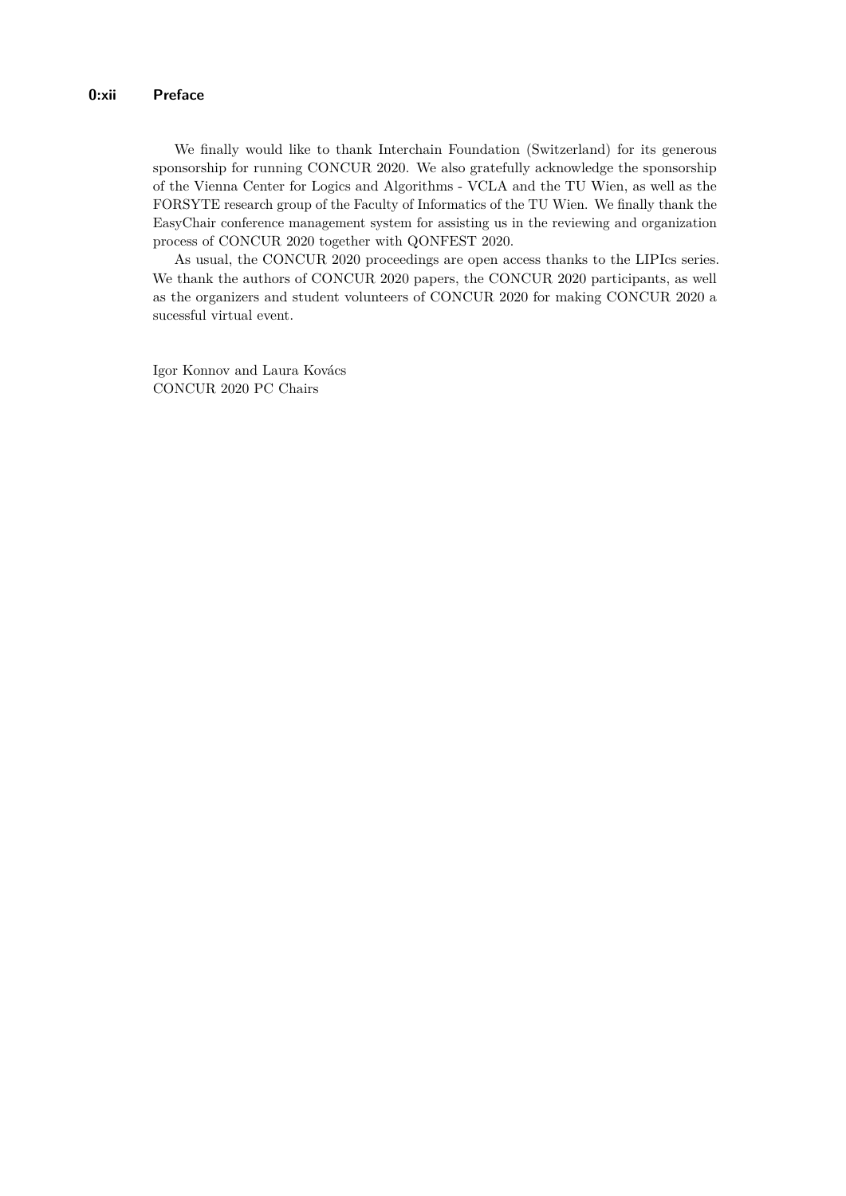We finally would like to thank Interchain Foundation (Switzerland) for its generous sponsorship for running CONCUR 2020. We also gratefully acknowledge the sponsorship of the Vienna Center for Logics and Algorithms - VCLA and the TU Wien, as well as the FORSYTE research group of the Faculty of Informatics of the TU Wien. We finally thank the EasyChair conference management system for assisting us in the reviewing and organization process of CONCUR 2020 together with QONFEST 2020.

As usual, the CONCUR 2020 proceedings are open access thanks to the LIPIcs series. We thank the authors of CONCUR 2020 papers, the CONCUR 2020 participants, as well as the organizers and student volunteers of CONCUR 2020 for making CONCUR 2020 a sucessful virtual event.

Igor Konnov and Laura Kovács
CONCUR 2020 PC Chairs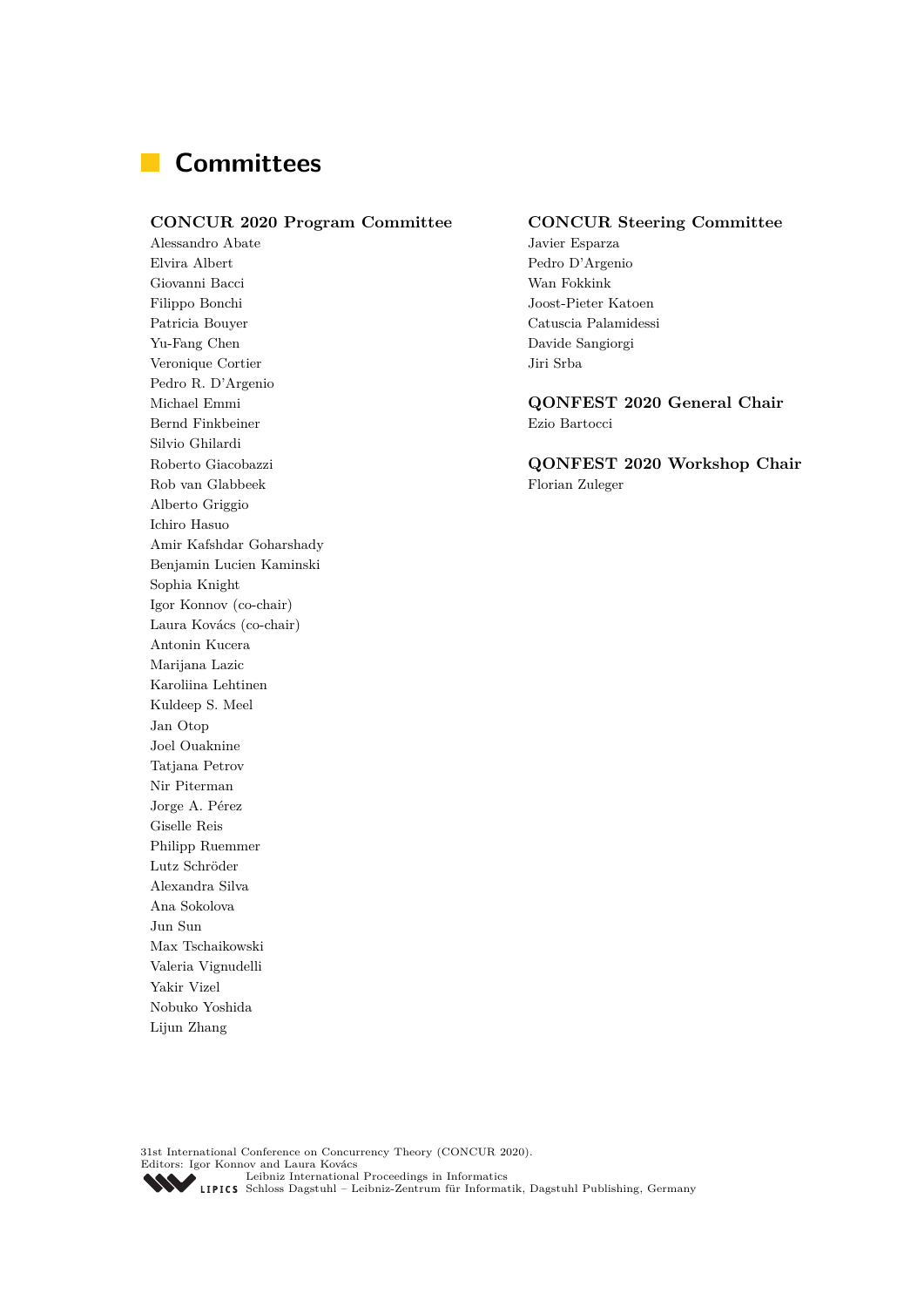# Committees

## CONCUR 2020 Program Committee

Alessandro Abate
Elvira Albert
Giovanni Bacci
Filippo Bonchi
Patricia Bouyer
Yu-Fang Chen
Veronique Cortier
Pedro R. D'Argenio
Michael Emmi
Bernd Finkbeiner
Silvio Ghilardi
Roberto Giacobazzi
Rob van Glabbeek
Alberto Griggio
Ichiro Hasuo
Amir Kafshdar Goharshady
Benjamin Lucien Kaminski
Sophia Knight
Igor Konnov (co-chair)
Laura Kovács (co-chair)
Antonin Kucera
Marijana Lazic
Karoliina Lehtinen
Kuldeep S. Meel
Jan Otop
Joel Ouaknine
Tatjana Petrov
Nir Piterman
Jorge A. Pérez
Giselle Reis
Philipp Ruemmer
Lutz Schröder
Alexandra Silva
Ana Sokolova
Jun Sun
Max Tschaikowski
Valeria Vignudelli
Yakir Vizel
Nobuko Yoshida
Lijun Zhang

## CONCUR Steering Committee

Javier Esparza
Pedro D'Argenio
Wan Fokkink
Joost-Pieter Katoen
Catuscia Palamidessi
Davide Sangiorgi
Jiri Srba

## QONFEST 2020 General Chair

Ezio Bartocci

## QONFEST 2020 Workshop Chair

Florian Zuleger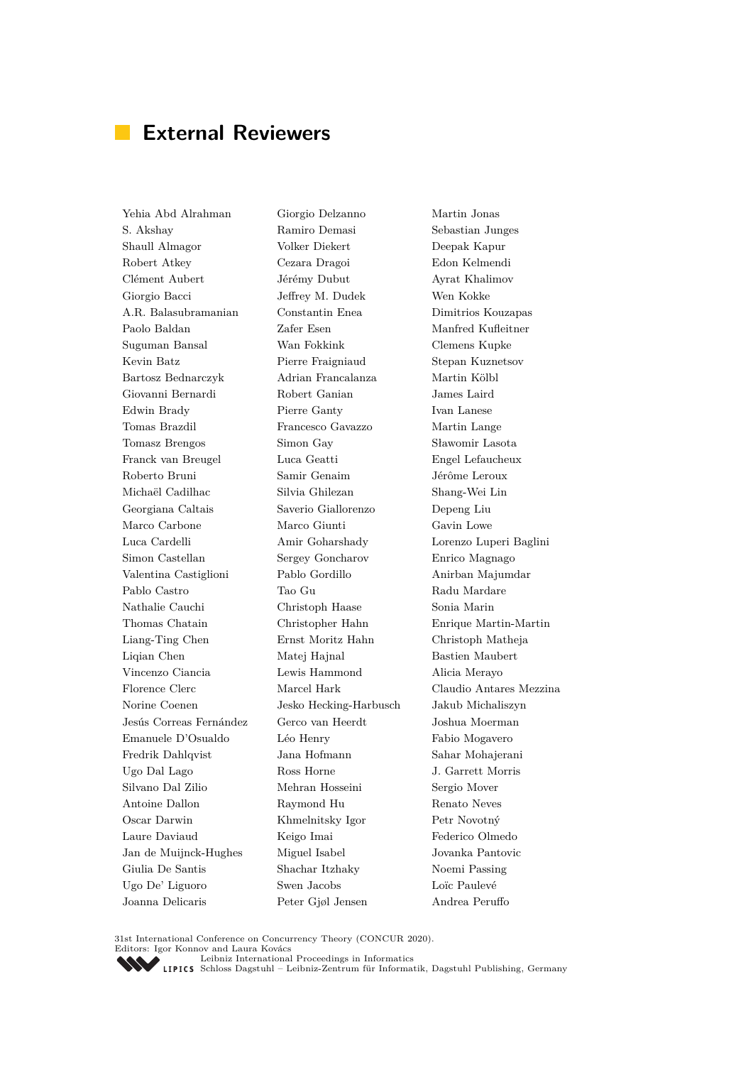# External Reviewers

Yehia Abd Alrahman
S. Akshay
Shaull Almagor
Robert Atkey
Clément Aubert
Giorgio Bacci
A.R. Balasubramanian
Paolo Baldan
Suguman Bansal
Kevin Batz
Bartosz Bednarczyk
Giovanni Bernardi
Edwin Brady
Tomas Brazdil
Tomasz Brengos
Franck van Breugel
Roberto Bruni
Michaël Cadilhac
Georgiana Caltais
Marco Carbone
Luca Cardelli
Simon Castellan
Valentina Castiglioni
Pablo Castro
Nathalie Cauchi
Thomas Chatain
Liang-Ting Chen
Liqian Chen
Vincenzo Ciancia
Florence Clerc
Norine Coenen
Jesús Correas Fernández
Emanuele D'Osualdo
Fredrik Dahlqvist
Ugo Dal Lago
Silvano Dal Zilio
Antoine Dallon
Oscar Darwin
Laure Daviaud
Jan de Muijnck-Hughes
Giulia De Santis
Ugo De' Liguoro
Joanna Delicaris
Giorgio Delzanno
Ramiro Demasi
Volker Diekert
Cezara Dragoi
Jérémy Dubut
Jeffrey M. Dudek
Constantin Enea
Zafer Esen
Wan Fokkink
Pierre Fraigniaud
Adrian Francalanza
Robert Ganian
Pierre Ganty
Francesco Gavazzo
Simon Gay
Luca Geatti
Samir Genaim
Silvia Ghilezan
Saverio Giallorenzo
Marco Giunti
Amir Goharshady
Sergey Goncharov
Pablo Gordillo
Tao Gu
Christoph Haase
Christopher Hahn
Ernst Moritz Hahn
Matej Hajnal
Lewis Hammond
Marcel Hark
Jesko Hecking-Harbusch
Gerco van Heerdt
Léo Henry
Jana Hofmann
Ross Horne
Mehran Hosseini
Raymond Hu
Khmelnitsky Igor
Keigo Imai
Miguel Isabel
Shachar Itzhaky
Swen Jacobs
Peter Gjøl Jensen
Martin Jonas
Sebastian Junges
Deepak Kapur
Edon Kelmendi
Ayrat Khalimov
Wen Kokke
Dimitrios Kouzapas
Manfred Kufleitner
Clemens Kupke
Stepan Kuznetsov
Martin Kölbl
James Laird
Ivan Lanese
Martin Lange
Sławomir Lasota
Engel Lefaucheux
Jérôme Leroux
Shang-Wei Lin
Depeng Liu
Gavin Lowe
Lorenzo Luperi Baglini
Enrico Magnago
Anirban Majumdar
Radu Mardare
Sonia Marin
Enrique Martin-Martin
Christoph Matheja
Bastien Maubert
Alicia Merayo
Claudio Antares Mezzina
Jakub Michaliszyn
Joshua Moerman
Fabio Mogavero
Sahar Mohajerani
J. Garrett Morris
Sergio Mover
Renato Neves
Petr Novotný
Federico Olmedo
Jovanka Pantovic
Noemi Passing
Loïc Paulevé
Andrea Peruffo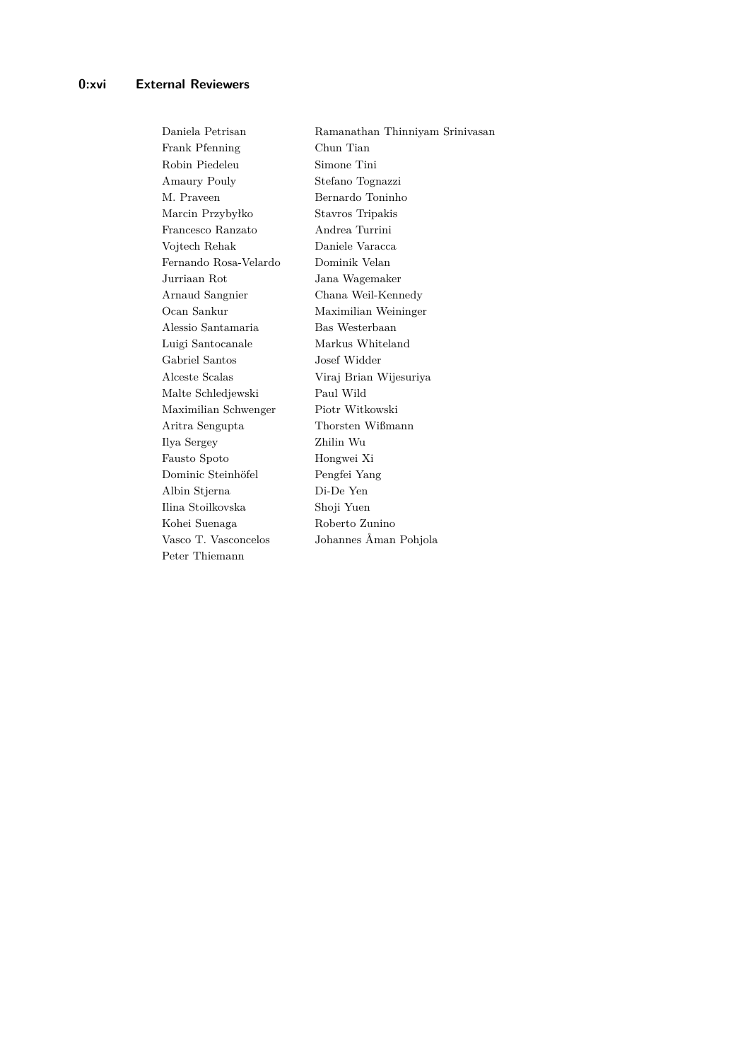Daniela Petrisan
Frank Pfenning
Robin Piedeleu
Amaury Pouly
M. Praveen
Marcin Przybyłko
Francesco Ranzato
Vojtech Rehak
Fernando Rosa-Velardo
Jurriaan Rot
Arnaud Sangnier
Ocan Sankur
Alessio Santamaria
Luigi Santocanale
Gabriel Santos
Alceste Scalas
Malte Schledjewski
Maximilian Schwenger
Aritra Sengupta
Ilya Sergey
Fausto Spoto
Dominic Steinhöfel
Albin Stjerna
Ilina Stoilkovska
Kohei Suenaga
Vasco T. Vasconcelos
Peter Thiemann
Ramanathan Thinniyam Srinivasan
Chun Tian
Simone Tini
Stefano Tognazzi
Bernardo Toninho
Stavros Tripakis
Andrea Turrini
Daniele Varacca
Dominik Velan
Jana Wagemaker
Chana Weil-Kennedy
Maximilian Weininger
Bas Westerbaan
Markus Whiteland
Josef Widder
Viraj Brian Wijesuriya
Paul Wild
Piotr Witkowski
Thorsten Wißmann
Zhilin Wu
Hongwei Xi
Pengfei Yang
Di-De Yen
Shoji Yuen
Roberto Zunino
Johannes Åman Pohjola